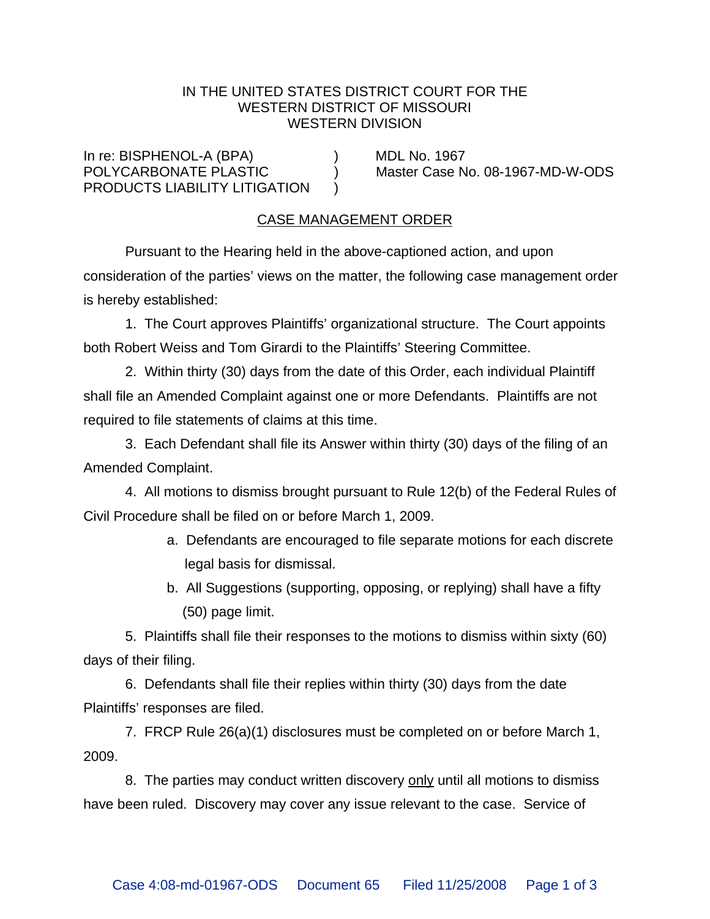IN THE UNITED STATES DISTRICT COURT FOR THE
WESTERN DISTRICT OF MISSOURI
WESTERN DIVISION

| | | |
|---|---|---|
| In re: BISPHENOL-A (BPA) POLYCARBONATE PLASTIC PRODUCTS LIABILITY LITIGATION | ) ) ) | MDL No. 1967 Master Case No. 08-1967-MD-W-ODS |

## CASE MANAGEMENT ORDER

Pursuant to the Hearing held in the above-captioned action, and upon consideration of the parties' views on the matter, the following case management order is hereby established:

1. The Court approves Plaintiffs' organizational structure. The Court appoints both Robert Weiss and Tom Girardi to the Plaintiffs' Steering Committee.

2. Within thirty (30) days from the date of this Order, each individual Plaintiff shall file an Amended Complaint against one or more Defendants. Plaintiffs are not required to file statements of claims at this time.

3. Each Defendant shall file its Answer within thirty (30) days of the filing of an Amended Complaint.

4. All motions to dismiss brought pursuant to Rule 12(b) of the Federal Rules of Civil Procedure shall be filed on or before March 1, 2009.

   a. Defendants are encouraged to file separate motions for each discrete legal basis for dismissal.

   b. All Suggestions (supporting, opposing, or replying) shall have a fifty (50) page limit.

5. Plaintiffs shall file their responses to the motions to dismiss within sixty (60) days of their filing.

6. Defendants shall file their replies within thirty (30) days from the date Plaintiffs' responses are filed.

7. FRCP Rule 26(a)(1) disclosures must be completed on or before March 1, 2009.

8. The parties may conduct written discovery only until all motions to dismiss have been ruled. Discovery may cover any issue relevant to the case. Service of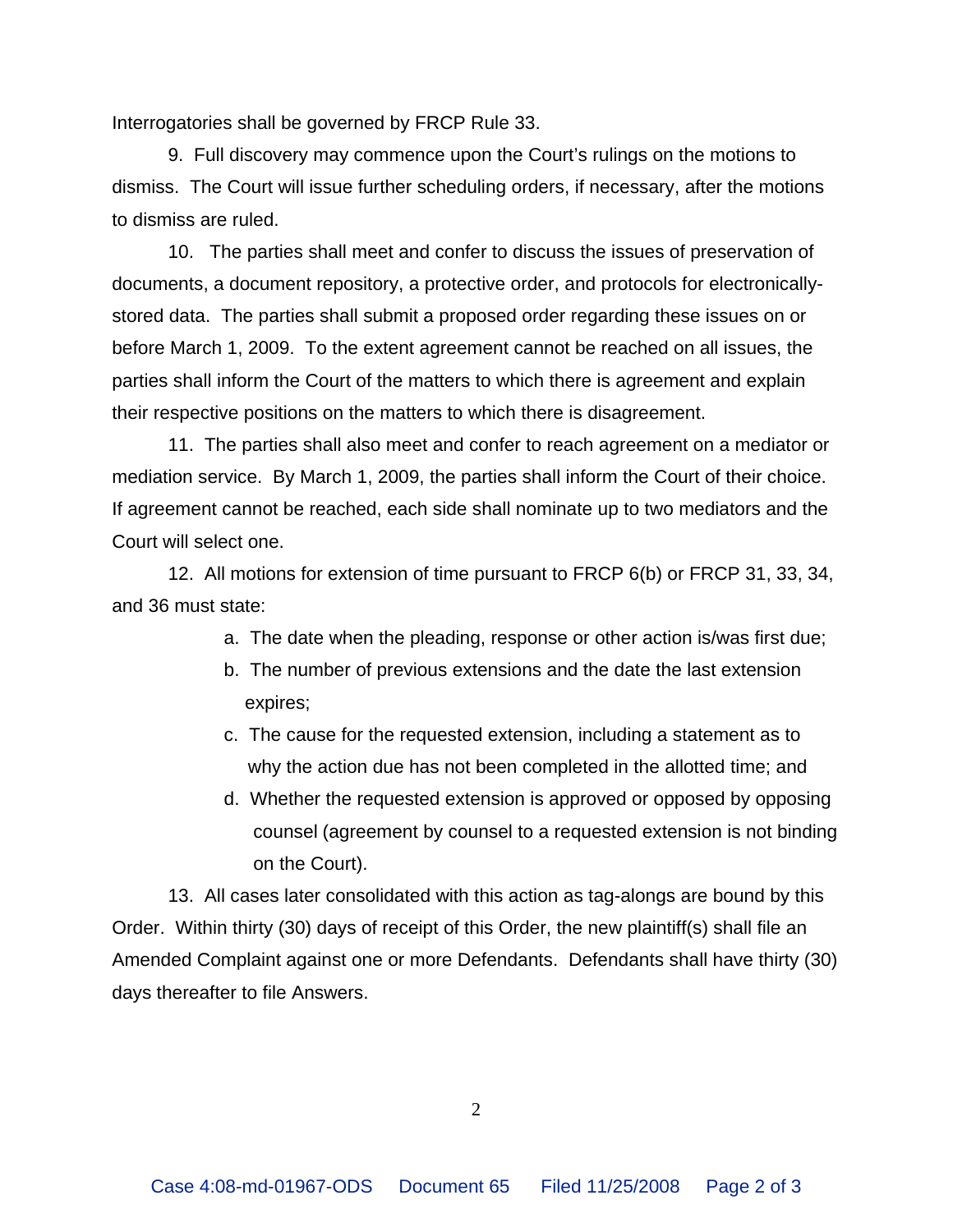Interrogatories shall be governed by FRCP Rule 33.

9. Full discovery may commence upon the Court's rulings on the motions to dismiss. The Court will issue further scheduling orders, if necessary, after the motions to dismiss are ruled.

10. The parties shall meet and confer to discuss the issues of preservation of documents, a document repository, a protective order, and protocols for electronically-stored data. The parties shall submit a proposed order regarding these issues on or before March 1, 2009. To the extent agreement cannot be reached on all issues, the parties shall inform the Court of the matters to which there is agreement and explain their respective positions on the matters to which there is disagreement.

11. The parties shall also meet and confer to reach agreement on a mediator or mediation service. By March 1, 2009, the parties shall inform the Court of their choice. If agreement cannot be reached, each side shall nominate up to two mediators and the Court will select one.

12. All motions for extension of time pursuant to FRCP 6(b) or FRCP 31, 33, 34, and 36 must state:

a. The date when the pleading, response or other action is/was first due;

b. The number of previous extensions and the date the last extension expires;

c. The cause for the requested extension, including a statement as to why the action due has not been completed in the allotted time; and

d. Whether the requested extension is approved or opposed by opposing counsel (agreement by counsel to a requested extension is not binding on the Court).

13. All cases later consolidated with this action as tag-alongs are bound by this Order. Within thirty (30) days of receipt of this Order, the new plaintiff(s) shall file an Amended Complaint against one or more Defendants. Defendants shall have thirty (30) days thereafter to file Answers.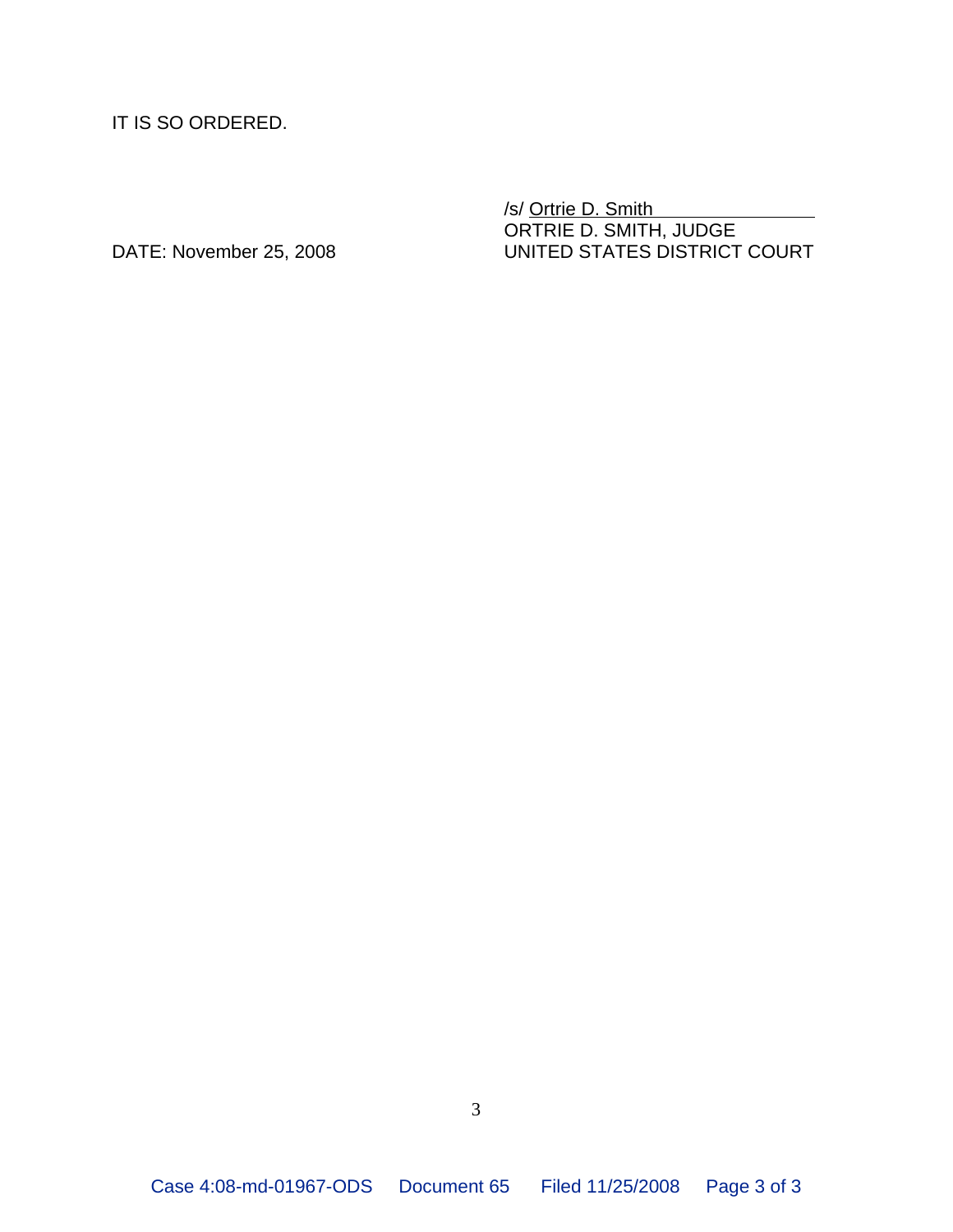IT IS SO ORDERED.

/s/ Ortrie D. Smith
ORTRIE D. SMITH, JUDGE
UNITED STATES DISTRICT COURT

DATE: November 25, 2008